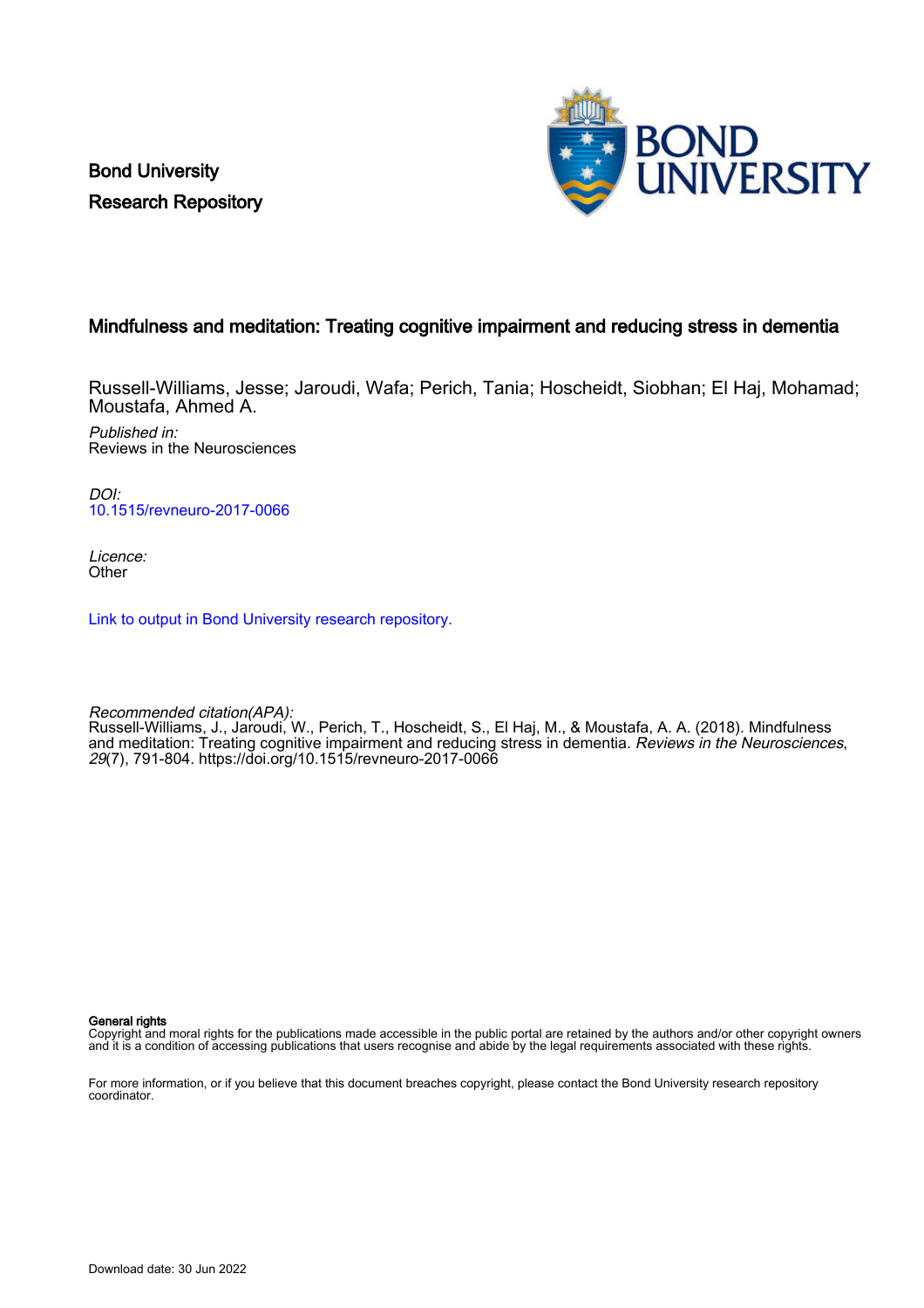Bond University
Research Repository

# Mindfulness and meditation: Treating cognitive impairment and reducing stress in dementia

Russell-Williams, Jesse; Jaroudi, Wafa; Perich, Tania; Hoscheidt, Siobhan; El Haj, Mohamad; Moustafa, Ahmed A.

*Published in:*
Reviews in the Neurosciences

*DOI:*
10.1515/revneuro-2017-0066

*Licence:*
Other

Link to output in Bond University research repository.

*Recommended citation(APA):*
Russell-Williams, J., Jaroudi, W., Perich, T., Hoscheidt, S., El Haj, M., & Moustafa, A. A. (2018). Mindfulness and meditation: Treating cognitive impairment and reducing stress in dementia. *Reviews in the Neurosciences*, *29*(7), 791-804. https://doi.org/10.1515/revneuro-2017-0066

**General rights**
Copyright and moral rights for the publications made accessible in the public portal are retained by the authors and/or other copyright owners and it is a condition of accessing publications that users recognise and abide by the legal requirements associated with these rights.

For more information, or if you believe that this document breaches copyright, please contact the Bond University research repository coordinator.

Download date: 30 Jun 2022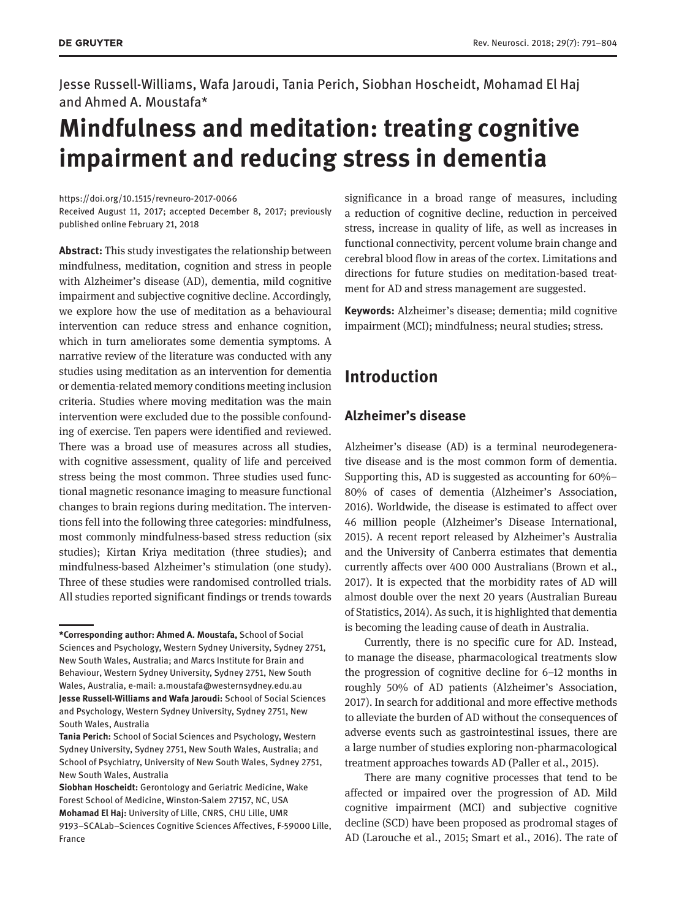Jesse Russell-Williams, Wafa Jaroudi, Tania Perich, Siobhan Hoscheidt, Mohamad El Haj and Ahmed A. Moustafa*

# Mindfulness and meditation: treating cognitive impairment and reducing stress in dementia

https://doi.org/10.1515/revneuro-2017-0066
Received August 11, 2017; accepted December 8, 2017; previously published online February 21, 2018

**Abstract:** This study investigates the relationship between mindfulness, meditation, cognition and stress in people with Alzheimer's disease (AD), dementia, mild cognitive impairment and subjective cognitive decline. Accordingly, we explore how the use of meditation as a behavioural intervention can reduce stress and enhance cognition, which in turn ameliorates some dementia symptoms. A narrative review of the literature was conducted with any studies using meditation as an intervention for dementia or dementia-related memory conditions meeting inclusion criteria. Studies where moving meditation was the main intervention were excluded due to the possible confounding of exercise. Ten papers were identified and reviewed. There was a broad use of measures across all studies, with cognitive assessment, quality of life and perceived stress being the most common. Three studies used functional magnetic resonance imaging to measure functional changes to brain regions during meditation. The interventions fell into the following three categories: mindfulness, most commonly mindfulness-based stress reduction (six studies); Kirtan Kriya meditation (three studies); and mindfulness-based Alzheimer's stimulation (one study). Three of these studies were randomised controlled trials. All studies reported significant findings or trends towards significance in a broad range of measures, including a reduction of cognitive decline, reduction in perceived stress, increase in quality of life, as well as increases in functional connectivity, percent volume brain change and cerebral blood flow in areas of the cortex. Limitations and directions for future studies on meditation-based treatment for AD and stress management are suggested.

**Keywords:** Alzheimer's disease; dementia; mild cognitive impairment (MCI); mindfulness; neural studies; stress.

---

**\*Corresponding author: Ahmed A. Moustafa,** School of Social Sciences and Psychology, Western Sydney University, Sydney 2751, New South Wales, Australia; and Marcs Institute for Brain and Behaviour, Western Sydney University, Sydney 2751, New South Wales, Australia, e-mail: a.moustafa@westernsydney.edu.au
**Jesse Russell-Williams and Wafa Jaroudi:** School of Social Sciences and Psychology, Western Sydney University, Sydney 2751, New South Wales, Australia
**Tania Perich:** School of Social Sciences and Psychology, Western Sydney University, Sydney 2751, New South Wales, Australia; and School of Psychiatry, University of New South Wales, Sydney 2751, New South Wales, Australia
**Siobhan Hoscheidt:** Gerontology and Geriatric Medicine, Wake Forest School of Medicine, Winston-Salem 27157, NC, USA
**Mohamad El Haj:** University of Lille, CNRS, CHU Lille, UMR 9193–SCALab–Sciences Cognitive Sciences Affectives, F-59000 Lille, France

## Introduction

### Alzheimer's disease

Alzheimer's disease (AD) is a terminal neurodegenerative disease and is the most common form of dementia. Supporting this, AD is suggested as accounting for 60%–80% of cases of dementia (Alzheimer's Association, 2016). Worldwide, the disease is estimated to affect over 46 million people (Alzheimer's Disease International, 2015). A recent report released by Alzheimer's Australia and the University of Canberra estimates that dementia currently affects over 400 000 Australians (Brown et al., 2017). It is expected that the morbidity rates of AD will almost double over the next 20 years (Australian Bureau of Statistics, 2014). As such, it is highlighted that dementia is becoming the leading cause of death in Australia.

Currently, there is no specific cure for AD. Instead, to manage the disease, pharmacological treatments slow the progression of cognitive decline for 6–12 months in roughly 50% of AD patients (Alzheimer's Association, 2017). In search for additional and more effective methods to alleviate the burden of AD without the consequences of adverse events such as gastrointestinal issues, there are a large number of studies exploring non-pharmacological treatment approaches towards AD (Paller et al., 2015).

There are many cognitive processes that tend to be affected or impaired over the progression of AD. Mild cognitive impairment (MCI) and subjective cognitive decline (SCD) have been proposed as prodromal stages of AD (Larouche et al., 2015; Smart et al., 2016). The rate of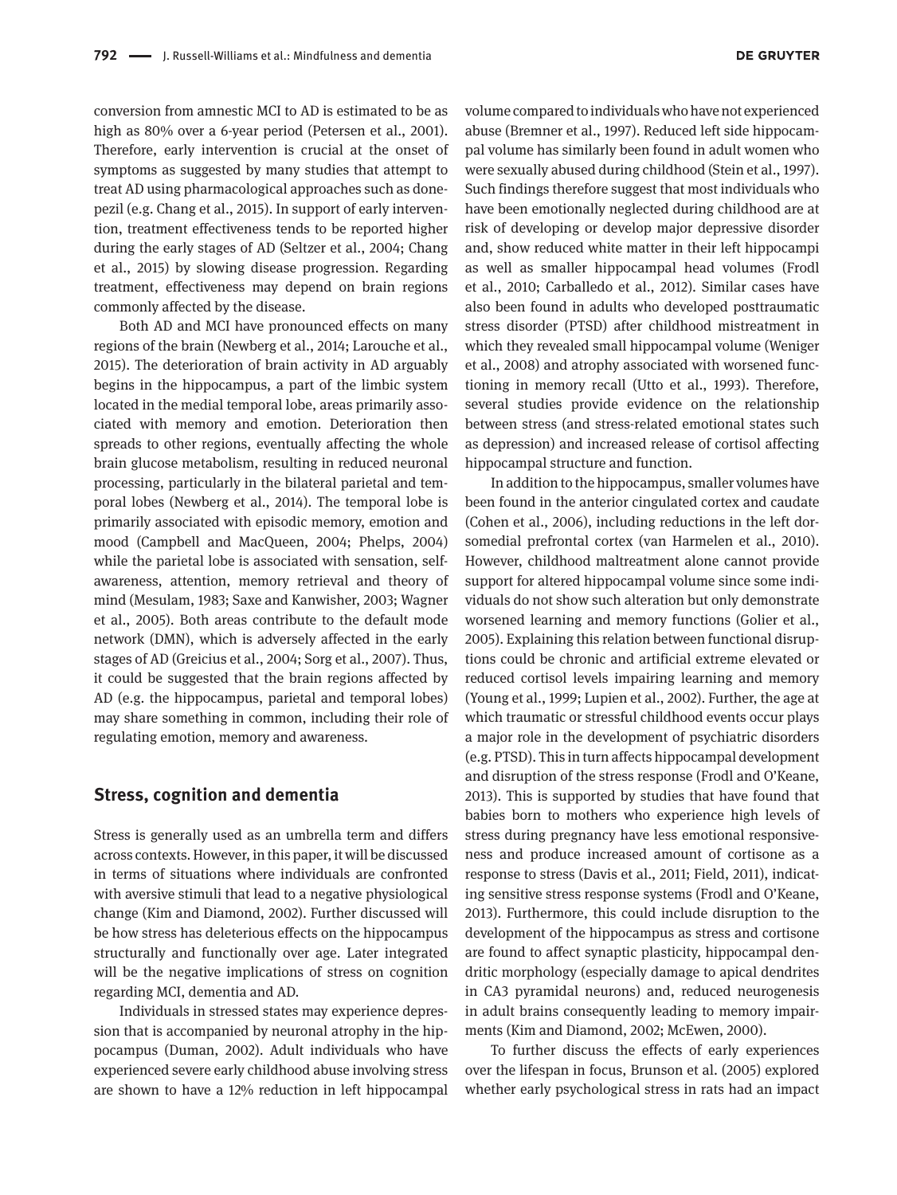conversion from amnestic MCI to AD is estimated to be as high as 80% over a 6-year period (Petersen et al., 2001). Therefore, early intervention is crucial at the onset of symptoms as suggested by many studies that attempt to treat AD using pharmacological approaches such as donepezil (e.g. Chang et al., 2015). In support of early intervention, treatment effectiveness tends to be reported higher during the early stages of AD (Seltzer et al., 2004; Chang et al., 2015) by slowing disease progression. Regarding treatment, effectiveness may depend on brain regions commonly affected by the disease.

Both AD and MCI have pronounced effects on many regions of the brain (Newberg et al., 2014; Larouche et al., 2015). The deterioration of brain activity in AD arguably begins in the hippocampus, a part of the limbic system located in the medial temporal lobe, areas primarily associated with memory and emotion. Deterioration then spreads to other regions, eventually affecting the whole brain glucose metabolism, resulting in reduced neuronal processing, particularly in the bilateral parietal and temporal lobes (Newberg et al., 2014). The temporal lobe is primarily associated with episodic memory, emotion and mood (Campbell and MacQueen, 2004; Phelps, 2004) while the parietal lobe is associated with sensation, self-awareness, attention, memory retrieval and theory of mind (Mesulam, 1983; Saxe and Kanwisher, 2003; Wagner et al., 2005). Both areas contribute to the default mode network (DMN), which is adversely affected in the early stages of AD (Greicius et al., 2004; Sorg et al., 2007). Thus, it could be suggested that the brain regions affected by AD (e.g. the hippocampus, parietal and temporal lobes) may share something in common, including their role of regulating emotion, memory and awareness.

## Stress, cognition and dementia

Stress is generally used as an umbrella term and differs across contexts. However, in this paper, it will be discussed in terms of situations where individuals are confronted with aversive stimuli that lead to a negative physiological change (Kim and Diamond, 2002). Further discussed will be how stress has deleterious effects on the hippocampus structurally and functionally over age. Later integrated will be the negative implications of stress on cognition regarding MCI, dementia and AD.

Individuals in stressed states may experience depression that is accompanied by neuronal atrophy in the hippocampus (Duman, 2002). Adult individuals who have experienced severe early childhood abuse involving stress are shown to have a 12% reduction in left hippocampal volume compared to individuals who have not experienced abuse (Bremner et al., 1997). Reduced left side hippocampal volume has similarly been found in adult women who were sexually abused during childhood (Stein et al., 1997). Such findings therefore suggest that most individuals who have been emotionally neglected during childhood are at risk of developing or develop major depressive disorder and, show reduced white matter in their left hippocampi as well as smaller hippocampal head volumes (Frodl et al., 2010; Carballedo et al., 2012). Similar cases have also been found in adults who developed posttraumatic stress disorder (PTSD) after childhood mistreatment in which they revealed small hippocampal volume (Weniger et al., 2008) and atrophy associated with worsened functioning in memory recall (Utto et al., 1993). Therefore, several studies provide evidence on the relationship between stress (and stress-related emotional states such as depression) and increased release of cortisol affecting hippocampal structure and function.

In addition to the hippocampus, smaller volumes have been found in the anterior cingulated cortex and caudate (Cohen et al., 2006), including reductions in the left dorsomedial prefrontal cortex (van Harmelen et al., 2010). However, childhood maltreatment alone cannot provide support for altered hippocampal volume since some individuals do not show such alteration but only demonstrate worsened learning and memory functions (Golier et al., 2005). Explaining this relation between functional disruptions could be chronic and artificial extreme elevated or reduced cortisol levels impairing learning and memory (Young et al., 1999; Lupien et al., 2002). Further, the age at which traumatic or stressful childhood events occur plays a major role in the development of psychiatric disorders (e.g. PTSD). This in turn affects hippocampal development and disruption of the stress response (Frodl and O'Keane, 2013). This is supported by studies that have found that babies born to mothers who experience high levels of stress during pregnancy have less emotional responsiveness and produce increased amount of cortisone as a response to stress (Davis et al., 2011; Field, 2011), indicating sensitive stress response systems (Frodl and O'Keane, 2013). Furthermore, this could include disruption to the development of the hippocampus as stress and cortisone are found to affect synaptic plasticity, hippocampal dendritic morphology (especially damage to apical dendrites in CA3 pyramidal neurons) and, reduced neurogenesis in adult brains consequently leading to memory impairments (Kim and Diamond, 2002; McEwen, 2000).

To further discuss the effects of early experiences over the lifespan in focus, Brunson et al. (2005) explored whether early psychological stress in rats had an impact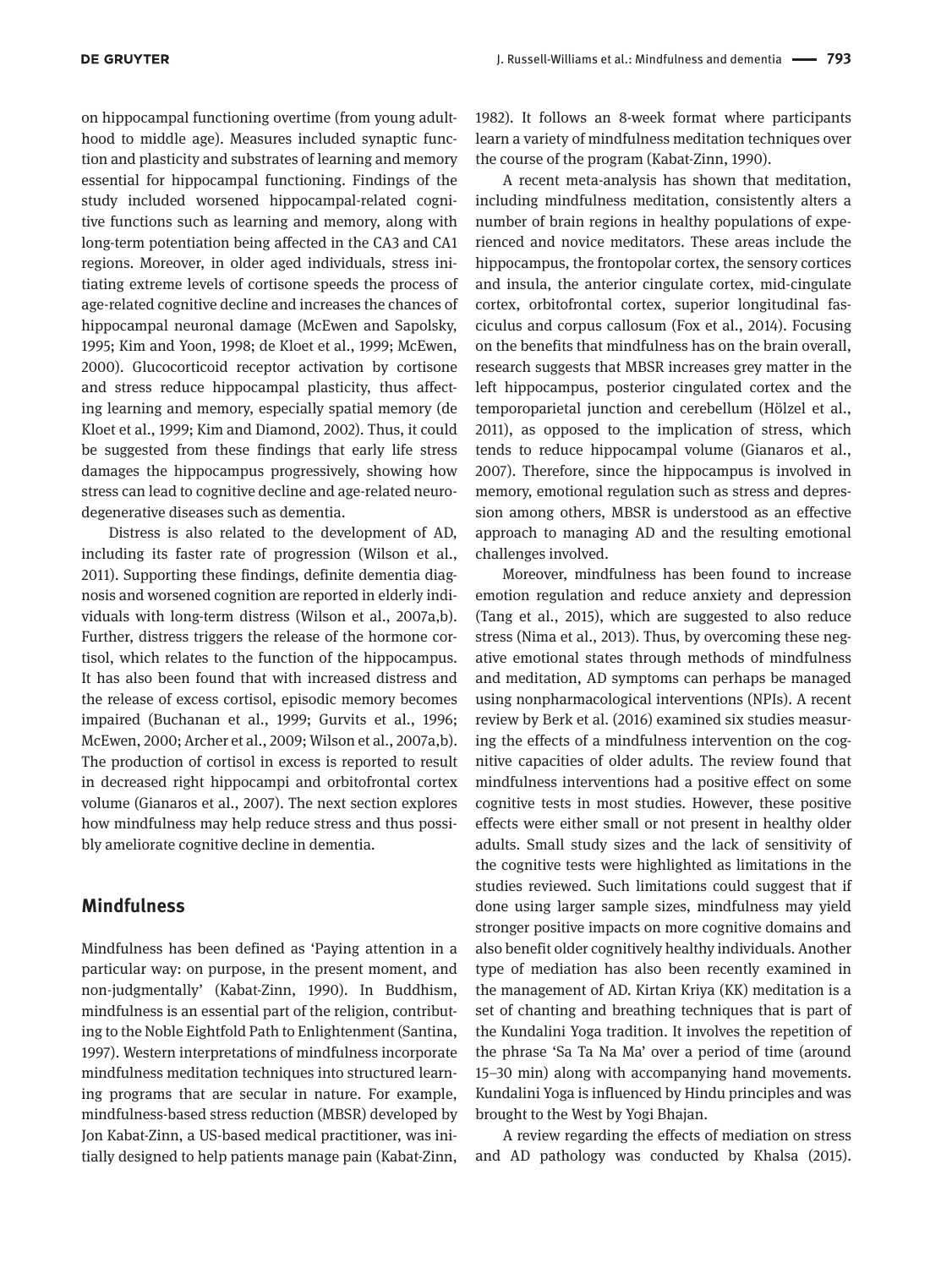on hippocampal functioning overtime (from young adulthood to middle age). Measures included synaptic function and plasticity and substrates of learning and memory essential for hippocampal functioning. Findings of the study included worsened hippocampal-related cognitive functions such as learning and memory, along with long-term potentiation being affected in the CA3 and CA1 regions. Moreover, in older aged individuals, stress initiating extreme levels of cortisone speeds the process of age-related cognitive decline and increases the chances of hippocampal neuronal damage (McEwen and Sapolsky, 1995; Kim and Yoon, 1998; de Kloet et al., 1999; McEwen, 2000). Glucocorticoid receptor activation by cortisone and stress reduce hippocampal plasticity, thus affecting learning and memory, especially spatial memory (de Kloet et al., 1999; Kim and Diamond, 2002). Thus, it could be suggested from these findings that early life stress damages the hippocampus progressively, showing how stress can lead to cognitive decline and age-related neurodegenerative diseases such as dementia.

Distress is also related to the development of AD, including its faster rate of progression (Wilson et al., 2011). Supporting these findings, definite dementia diagnosis and worsened cognition are reported in elderly individuals with long-term distress (Wilson et al., 2007a,b). Further, distress triggers the release of the hormone cortisol, which relates to the function of the hippocampus. It has also been found that with increased distress and the release of excess cortisol, episodic memory becomes impaired (Buchanan et al., 1999; Gurvits et al., 1996; McEwen, 2000; Archer et al., 2009; Wilson et al., 2007a,b). The production of cortisol in excess is reported to result in decreased right hippocampi and orbitofrontal cortex volume (Gianaros et al., 2007). The next section explores how mindfulness may help reduce stress and thus possibly ameliorate cognitive decline in dementia.

## Mindfulness

Mindfulness has been defined as 'Paying attention in a particular way: on purpose, in the present moment, and non-judgmentally' (Kabat-Zinn, 1990). In Buddhism, mindfulness is an essential part of the religion, contributing to the Noble Eightfold Path to Enlightenment (Santina, 1997). Western interpretations of mindfulness incorporate mindfulness meditation techniques into structured learning programs that are secular in nature. For example, mindfulness-based stress reduction (MBSR) developed by Jon Kabat-Zinn, a US-based medical practitioner, was initially designed to help patients manage pain (Kabat-Zinn, 1982). It follows an 8-week format where participants learn a variety of mindfulness meditation techniques over the course of the program (Kabat-Zinn, 1990).

A recent meta-analysis has shown that meditation, including mindfulness meditation, consistently alters a number of brain regions in healthy populations of experienced and novice meditators. These areas include the hippocampus, the frontopolar cortex, the sensory cortices and insula, the anterior cingulate cortex, mid-cingulate cortex, orbitofrontal cortex, superior longitudinal fasciculus and corpus callosum (Fox et al., 2014). Focusing on the benefits that mindfulness has on the brain overall, research suggests that MBSR increases grey matter in the left hippocampus, posterior cingulated cortex and the temporoparietal junction and cerebellum (Hölzel et al., 2011), as opposed to the implication of stress, which tends to reduce hippocampal volume (Gianaros et al., 2007). Therefore, since the hippocampus is involved in memory, emotional regulation such as stress and depression among others, MBSR is understood as an effective approach to managing AD and the resulting emotional challenges involved.

Moreover, mindfulness has been found to increase emotion regulation and reduce anxiety and depression (Tang et al., 2015), which are suggested to also reduce stress (Nima et al., 2013). Thus, by overcoming these negative emotional states through methods of mindfulness and meditation, AD symptoms can perhaps be managed using nonpharmacological interventions (NPIs). A recent review by Berk et al. (2016) examined six studies measuring the effects of a mindfulness intervention on the cognitive capacities of older adults. The review found that mindfulness interventions had a positive effect on some cognitive tests in most studies. However, these positive effects were either small or not present in healthy older adults. Small study sizes and the lack of sensitivity of the cognitive tests were highlighted as limitations in the studies reviewed. Such limitations could suggest that if done using larger sample sizes, mindfulness may yield stronger positive impacts on more cognitive domains and also benefit older cognitively healthy individuals. Another type of mediation has also been recently examined in the management of AD. Kirtan Kriya (KK) meditation is a set of chanting and breathing techniques that is part of the Kundalini Yoga tradition. It involves the repetition of the phrase 'Sa Ta Na Ma' over a period of time (around 15–30 min) along with accompanying hand movements. Kundalini Yoga is influenced by Hindu principles and was brought to the West by Yogi Bhajan.

A review regarding the effects of mediation on stress and AD pathology was conducted by Khalsa (2015).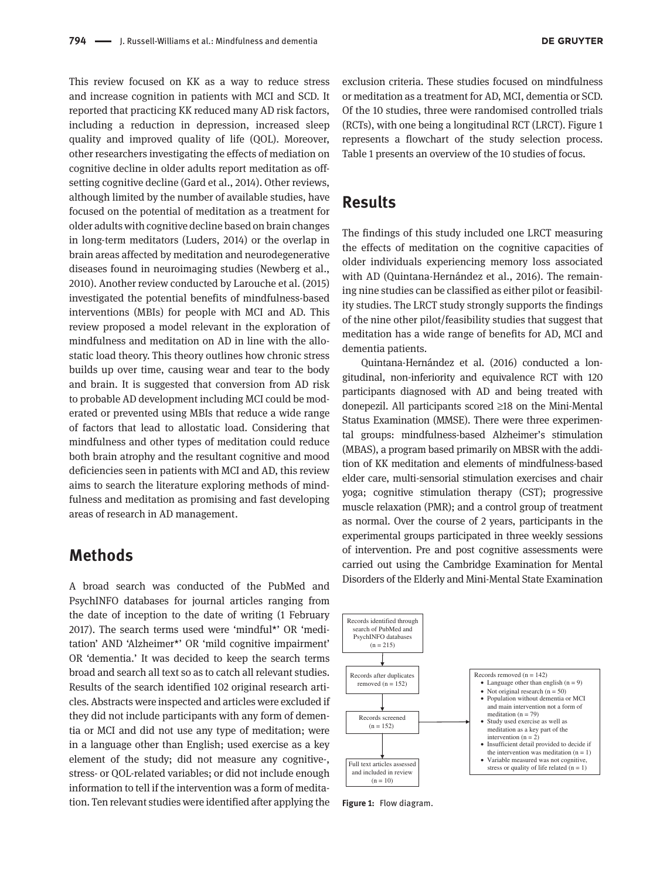This review focused on KK as a way to reduce stress and increase cognition in patients with MCI and SCD. It reported that practicing KK reduced many AD risk factors, including a reduction in depression, increased sleep quality and improved quality of life (QOL). Moreover, other researchers investigating the effects of mediation on cognitive decline in older adults report meditation as offsetting cognitive decline (Gard et al., 2014). Other reviews, although limited by the number of available studies, have focused on the potential of meditation as a treatment for older adults with cognitive decline based on brain changes in long-term meditators (Luders, 2014) or the overlap in brain areas affected by meditation and neurodegenerative diseases found in neuroimaging studies (Newberg et al., 2010). Another review conducted by Larouche et al. (2015) investigated the potential benefits of mindfulness-based interventions (MBIs) for people with MCI and AD. This review proposed a model relevant in the exploration of mindfulness and meditation on AD in line with the allostatic load theory. This theory outlines how chronic stress builds up over time, causing wear and tear to the body and brain. It is suggested that conversion from AD risk to probable AD development including MCI could be moderated or prevented using MBIs that reduce a wide range of factors that lead to allostatic load. Considering that mindfulness and other types of meditation could reduce both brain atrophy and the resultant cognitive and mood deficiencies seen in patients with MCI and AD, this review aims to search the literature exploring methods of mindfulness and meditation as promising and fast developing areas of research in AD management.

## Methods

A broad search was conducted of the PubMed and PsychINFO databases for journal articles ranging from the date of inception to the date of writing (1 February 2017). The search terms used were 'mindful*' OR 'meditation' AND 'Alzheimer*' OR 'mild cognitive impairment' OR 'dementia.' It was decided to keep the search terms broad and search all text so as to catch all relevant studies. Results of the search identified 102 original research articles. Abstracts were inspected and articles were excluded if they did not include participants with any form of dementia or MCI and did not use any type of meditation; were in a language other than English; used exercise as a key element of the study; did not measure any cognitive-, stress- or QOL-related variables; or did not include enough information to tell if the intervention was a form of meditation. Ten relevant studies were identified after applying the exclusion criteria. These studies focused on mindfulness or meditation as a treatment for AD, MCI, dementia or SCD. Of the 10 studies, three were randomised controlled trials (RCTs), with one being a longitudinal RCT (LRCT). Figure 1 represents a flowchart of the study selection process. Table 1 presents an overview of the 10 studies of focus.

Records identified through search of PubMed and PsychINFO databases (n = 215)

→ Records after duplicates removed (n = 152)

→ Records screened (n = 152)

→ Full text articles assessed and included in review (n = 10)

Records removed (n = 142)
- Language other than english (n = 9)
- Not original research (n = 50)
- Population without dementia or MCI and main intervention not a form of meditation (n = 79)
- Study used exercise as well as meditation as a key part of the intervention (n = 2)
- Insufficient detail provided to decide if the intervention was meditation (n = 1)
- Variable measured was not cognitive, stress or quality of life related (n = 1)

**Figure 1:** Flow diagram.

## Results

The findings of this study included one LRCT measuring the effects of meditation on the cognitive capacities of older individuals experiencing memory loss associated with AD (Quintana-Hernández et al., 2016). The remaining nine studies can be classified as either pilot or feasibility studies. The LRCT study strongly supports the findings of the nine other pilot/feasibility studies that suggest that meditation has a wide range of benefits for AD, MCI and dementia patients.

Quintana-Hernández et al. (2016) conducted a longitudinal, non-inferiority and equivalence RCT with 120 participants diagnosed with AD and being treated with donepezil. All participants scored ≥18 on the Mini-Mental Status Examination (MMSE). There were three experimental groups: mindfulness-based Alzheimer's stimulation (MBAS), a program based primarily on MBSR with the addition of KK meditation and elements of mindfulness-based elder care, multi-sensorial stimulation exercises and chair yoga; cognitive stimulation therapy (CST); progressive muscle relaxation (PMR); and a control group of treatment as normal. Over the course of 2 years, participants in the experimental groups participated in three weekly sessions of intervention. Pre and post cognitive assessments were carried out using the Cambridge Examination for Mental Disorders of the Elderly and Mini-Mental State Examination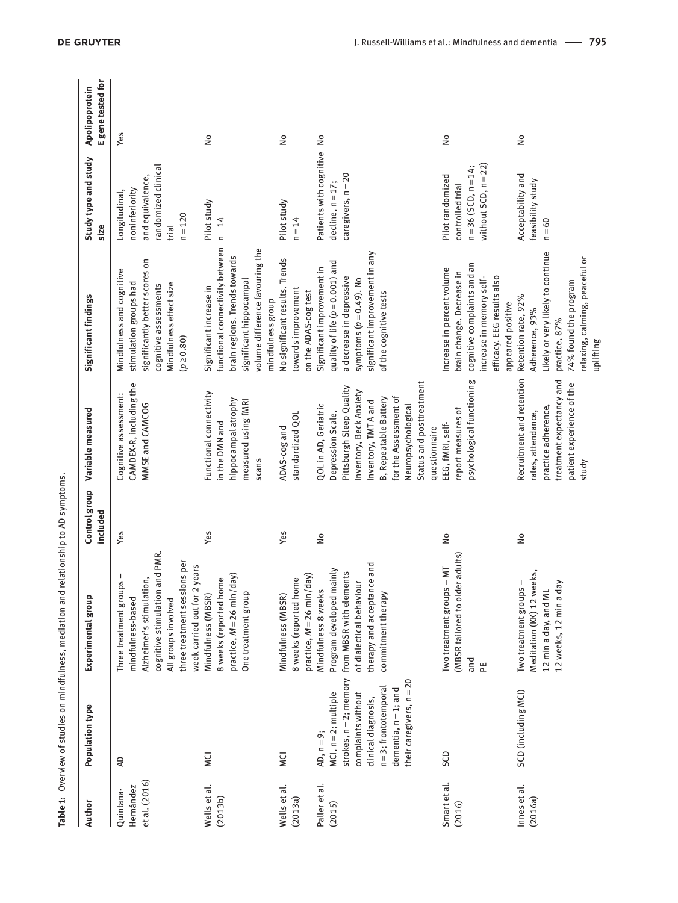**Table 1:** Overview of studies on mindfulness, mediation and relationship to AD symptoms.

| Author | Population type | Experimental group | Control group included | Variable measured | Significant findings | Study type and study size | Apolipoprotein E gene tested for |
|---|---|---|---|---|---|---|---|
| Quintana-Hernández et al. (2016) | AD | Three treatment groups – mindfulness-based Alzheimer's stimulation, cognitive stimulation and PMR. All groups involved three treatment sessions per week carried out for 2 years | Yes | Cognitive assessment: CAMDEX-R, including the MMSE and CAMCOG | Mindfulness and cognitive stimulation groups had significantly better scores on cognitive assessments Mindfulness effect size ($p \geq 0.80$) | Longitudinal, noninferiority and equivalence, randomized clinical trial n = 120 | Yes |
| Wells et al. (2013b) | MCI | Mindfulness (MBSR) 8 weeks (reported home practice, $M = 26$ min/day) One treatment group | Yes | Functional connectivity in the DMN and hippocampal atrophy measured using fMRI scans | Significant increase in functional connectivity between brain regions. Trends towards significant hippocampal volume difference favouring the mindfulness group | Pilot study n = 14 | No |
| Wells et al. (2013a) | MCI | Mindfulness (MBSR) 8 weeks (reported home practice, $M = 26$ min/day) | Yes | ADAS-cog and standardized QOL | No significant results. Trends towards improvement on the ADAS-cog test | Pilot study n = 14 | No |
| Paller et al. (2015) | AD, n = 9; MCI, n = 2; multiple strokes, n = 2; memory complaints without clinical diagnosis, n = 3; frontotemporal dementia, n = 1; and their caregivers, n = 20 | Mindfulness 8 weeks Program developed mainly from MBSR with elements of dialectical behaviour therapy and acceptance and commitment therapy | No | QOL in AD, Geriatric Depression Scale, Pittsburgh Sleep Quality Inventory, Beck Anxiety Inventory, TMT A and B, Repeatable Battery for the Assessment of Neuropsychological Status and posttreatment questionnaire | Significant improvement in quality of life ($p = 0.001$) and a decrease in depressive symptoms ($p = 0.49$). No significant improvement in any of the cognitive tests | Patients with cognitive decline, n = 17; caregivers, n = 20 | No |
| Smart et al. (2016) | SCD | Two treatment groups – MT (MBSR tailored to older adults) and PE | No | EEG, fMRI, self-report measures of psychological functioning | Increase in percent volume brain change. Decrease in cognitive complaints and an increase in memory self-efficacy. EEG results also appeared positive | Pilot randomized controlled trial n = 36 (SCD, n = 14; without SCD, n = 22) | No |
| Innes et al. (2016a) | SCD (including MCI) | Two treatment groups – Meditation (KK) 12 weeks, 12 min a day, and ML 12 weeks, 12 min a day | No | Recruitment and retention rates, attendance, practice adherence, treatment expectancy and patient experience of the study | Retention rate, 92% Adherence, 93% Likely or very likely to continue practice, 87% 74% found the program relaxing, calming, peaceful or uplifting | Acceptability and feasibility study n = 60 | No |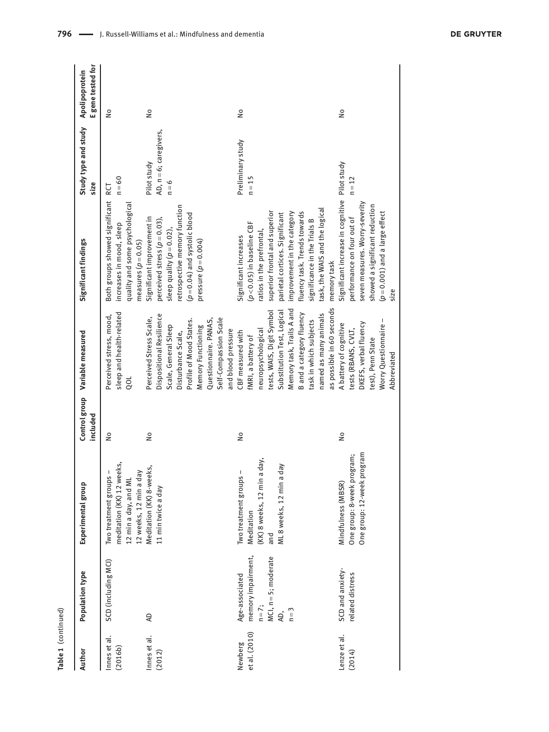**Table 1** (continued)

| Author | Population type | Experimental group | Control group included | Variable measured | Significant findings | Study type and study size | Apolipoprotein E gene tested for |
|---|---|---|---|---|---|---|---|
| Innes et al. (2016b) | SCD (including MCI) | Two treatment groups – meditation (KK) 12 weeks, 12 min a day, and ML 12 weeks, 12 min a day | No | Perceived stress, mood, sleep and health-related QOL | Both groups showed significant increases in mood, sleep quality and some psychological measures ($p = 0.05$) | RCT<br>n = 60 | No |
| Innes et al. (2012) | AD | Meditation (KK) 8-weeks, 11 min twice a day | No | Perceived Stress Scale, Dispositional Resilience Scale, General Sleep Disturbance Scale, Profile of Mood States. Memory Functioning Questionnaire. PANAS, Self-Compassion Scale and blood pressure | Significant improvement in perceived stress ($p = 0.03$), sleep quality ($p = 0.02$), retrospective memory function ($p = 0.04$) and systolic blood pressure ($p = 0.004$) | Pilot study<br>AD, n = 6; caregivers, n = 6 | No |
| Newberg et al. (2010) | Age-associated memory impairment, n = 7;<br>MCI, n = 5; moderate AD,<br>n = 3 | Two treatment groups – Meditation (KK) 8 weeks, 12 min a day, and ML 8 weeks, 12 min a day | No | CBF measured with fMRI, a battery of neuropsychological tests, WAIS, Digit Symbol Substitution Test, Logical Memory task, Trails A and B and a category fluency task in which subjects named as many animals as possible in 60 seconds | Significant increases ($p < 0.05$) in baseline CBF ratios in the prefrontal, superior frontal and superior parietal cortices. Significant improvement in the category fluency task. Trends towards significance in the Trials B task, the WAIS and the logical memory task | Preliminary study<br>n = 15 | No |
| Lenze et al. (2014) | SCD and anxiety-related distress | Mindfulness (MBSR)<br>One group: 8-week program;<br>One group: 12-week program | No | A battery of cognitive tests (RBANS, CVLT, DKEFS, verbal fluency test), Penn State Worry Questionnaire – Abbreviated | Significant increase in cognitive performance on four out of seven measures. Worry-severity showed a significant reduction ($p = 0.001$) and a large effect size | Pilot study<br>n = 12 | No |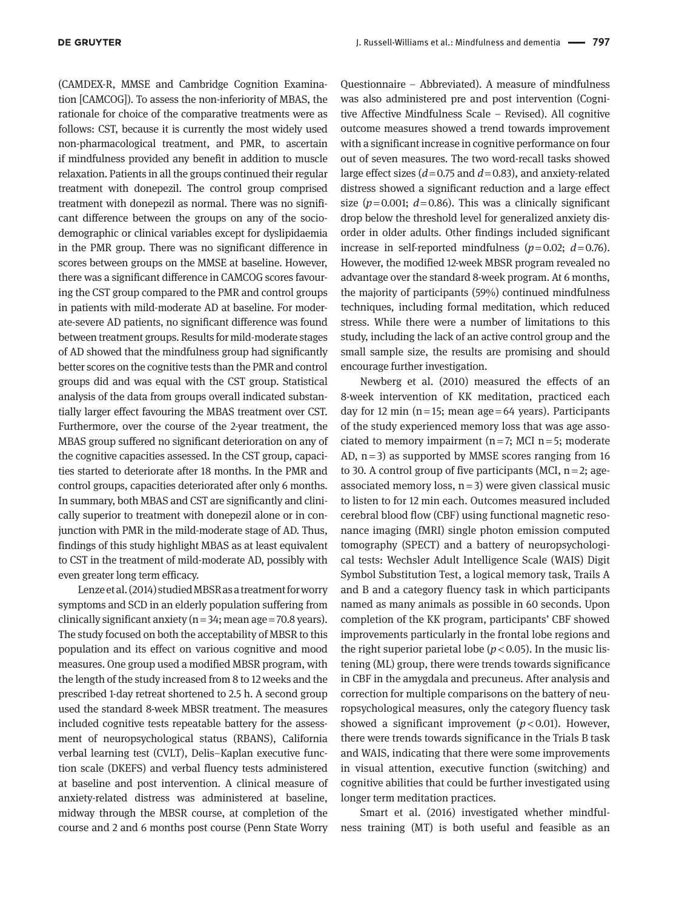(CAMDEX-R, MMSE and Cambridge Cognition Examination [CAMCOG]). To assess the non-inferiority of MBAS, the rationale for choice of the comparative treatments were as follows: CST, because it is currently the most widely used non-pharmacological treatment, and PMR, to ascertain if mindfulness provided any benefit in addition to muscle relaxation. Patients in all the groups continued their regular treatment with donepezil. The control group comprised treatment with donepezil as normal. There was no significant difference between the groups on any of the sociodemographic or clinical variables except for dyslipidaemia in the PMR group. There was no significant difference in scores between groups on the MMSE at baseline. However, there was a significant difference in CAMCOG scores favouring the CST group compared to the PMR and control groups in patients with mild-moderate AD at baseline. For moderate-severe AD patients, no significant difference was found between treatment groups. Results for mild-moderate stages of AD showed that the mindfulness group had significantly better scores on the cognitive tests than the PMR and control groups did and was equal with the CST group. Statistical analysis of the data from groups overall indicated substantially larger effect favouring the MBAS treatment over CST. Furthermore, over the course of the 2-year treatment, the MBAS group suffered no significant deterioration on any of the cognitive capacities assessed. In the CST group, capacities started to deteriorate after 18 months. In the PMR and control groups, capacities deteriorated after only 6 months. In summary, both MBAS and CST are significantly and clinically superior to treatment with donepezil alone or in conjunction with PMR in the mild-moderate stage of AD. Thus, findings of this study highlight MBAS as at least equivalent to CST in the treatment of mild-moderate AD, possibly with even greater long term efficacy.

Lenze et al. (2014) studied MBSR as a treatment for worry symptoms and SCD in an elderly population suffering from clinically significant anxiety (n = 34; mean age = 70.8 years). The study focused on both the acceptability of MBSR to this population and its effect on various cognitive and mood measures. One group used a modified MBSR program, with the length of the study increased from 8 to 12 weeks and the prescribed 1-day retreat shortened to 2.5 h. A second group used the standard 8-week MBSR treatment. The measures included cognitive tests repeatable battery for the assessment of neuropsychological status (RBANS), California verbal learning test (CVLT), Delis–Kaplan executive function scale (DKEFS) and verbal fluency tests administered at baseline and post intervention. A clinical measure of anxiety-related distress was administered at baseline, midway through the MBSR course, at completion of the course and 2 and 6 months post course (Penn State Worry Questionnaire – Abbreviated). A measure of mindfulness was also administered pre and post intervention (Cognitive Affective Mindfulness Scale – Revised). All cognitive outcome measures showed a trend towards improvement with a significant increase in cognitive performance on four out of seven measures. The two word-recall tasks showed large effect sizes ($d = 0.75$ and $d = 0.83$), and anxiety-related distress showed a significant reduction and a large effect size ($p = 0.001$; $d = 0.86$). This was a clinically significant drop below the threshold level for generalized anxiety disorder in older adults. Other findings included significant increase in self-reported mindfulness ($p = 0.02$; $d = 0.76$). However, the modified 12-week MBSR program revealed no advantage over the standard 8-week program. At 6 months, the majority of participants (59%) continued mindfulness techniques, including formal meditation, which reduced stress. While there were a number of limitations to this study, including the lack of an active control group and the small sample size, the results are promising and should encourage further investigation.

Newberg et al. (2010) measured the effects of an 8-week intervention of KK meditation, practiced each day for 12 min (n = 15; mean age = 64 years). Participants of the study experienced memory loss that was age associated to memory impairment (n = 7; MCI n = 5; moderate AD, n = 3) as supported by MMSE scores ranging from 16 to 30. A control group of five participants (MCI, n = 2; age-associated memory loss, n = 3) were given classical music to listen to for 12 min each. Outcomes measured included cerebral blood flow (CBF) using functional magnetic resonance imaging (fMRI) single photon emission computed tomography (SPECT) and a battery of neuropsychological tests: Wechsler Adult Intelligence Scale (WAIS) Digit Symbol Substitution Test, a logical memory task, Trails A and B and a category fluency task in which participants named as many animals as possible in 60 seconds. Upon completion of the KK program, participants' CBF showed improvements particularly in the frontal lobe regions and the right superior parietal lobe ($p < 0.05$). In the music listening (ML) group, there were trends towards significance in CBF in the amygdala and precuneus. After analysis and correction for multiple comparisons on the battery of neuropsychological measures, only the category fluency task showed a significant improvement ($p < 0.01$). However, there were trends towards significance in the Trials B task and WAIS, indicating that there were some improvements in visual attention, executive function (switching) and cognitive abilities that could be further investigated using longer term meditation practices.

Smart et al. (2016) investigated whether mindfulness training (MT) is both useful and feasible as an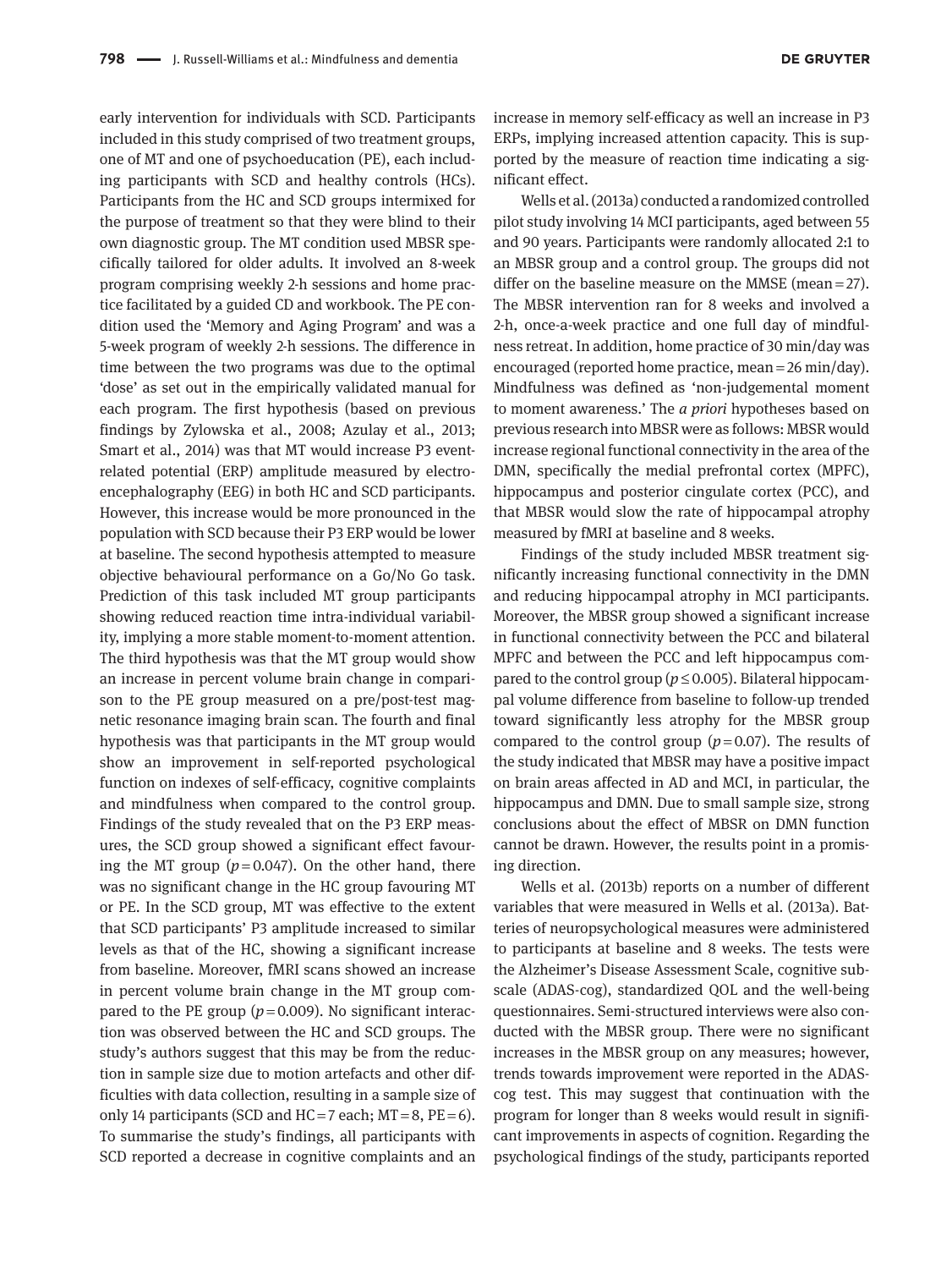early intervention for individuals with SCD. Participants included in this study comprised of two treatment groups, one of MT and one of psychoeducation (PE), each including participants with SCD and healthy controls (HCs). Participants from the HC and SCD groups intermixed for the purpose of treatment so that they were blind to their own diagnostic group. The MT condition used MBSR specifically tailored for older adults. It involved an 8-week program comprising weekly 2-h sessions and home practice facilitated by a guided CD and workbook. The PE condition used the 'Memory and Aging Program' and was a 5-week program of weekly 2-h sessions. The difference in time between the two programs was due to the optimal 'dose' as set out in the empirically validated manual for each program. The first hypothesis (based on previous findings by Zylowska et al., 2008; Azulay et al., 2013; Smart et al., 2014) was that MT would increase P3 event-related potential (ERP) amplitude measured by electroencephalography (EEG) in both HC and SCD participants. However, this increase would be more pronounced in the population with SCD because their P3 ERP would be lower at baseline. The second hypothesis attempted to measure objective behavioural performance on a Go/No Go task. Prediction of this task included MT group participants showing reduced reaction time intra-individual variability, implying a more stable moment-to-moment attention. The third hypothesis was that the MT group would show an increase in percent volume brain change in comparison to the PE group measured on a pre/post-test magnetic resonance imaging brain scan. The fourth and final hypothesis was that participants in the MT group would show an improvement in self-reported psychological function on indexes of self-efficacy, cognitive complaints and mindfulness when compared to the control group. Findings of the study revealed that on the P3 ERP measures, the SCD group showed a significant effect favouring the MT group ($p = 0.047$). On the other hand, there was no significant change in the HC group favouring MT or PE. In the SCD group, MT was effective to the extent that SCD participants' P3 amplitude increased to similar levels as that of the HC, showing a significant increase from baseline. Moreover, fMRI scans showed an increase in percent volume brain change in the MT group compared to the PE group ($p = 0.009$). No significant interaction was observed between the HC and SCD groups. The study's authors suggest that this may be from the reduction in sample size due to motion artefacts and other difficulties with data collection, resulting in a sample size of only 14 participants (SCD and HC = 7 each; MT = 8, PE = 6). To summarise the study's findings, all participants with SCD reported a decrease in cognitive complaints and an increase in memory self-efficacy as well an increase in P3 ERPs, implying increased attention capacity. This is supported by the measure of reaction time indicating a significant effect.

Wells et al. (2013a) conducted a randomized controlled pilot study involving 14 MCI participants, aged between 55 and 90 years. Participants were randomly allocated 2:1 to an MBSR group and a control group. The groups did not differ on the baseline measure on the MMSE (mean = 27). The MBSR intervention ran for 8 weeks and involved a 2-h, once-a-week practice and one full day of mindfulness retreat. In addition, home practice of 30 min/day was encouraged (reported home practice, mean = 26 min/day). Mindfulness was defined as 'non-judgemental moment to moment awareness.' The *a priori* hypotheses based on previous research into MBSR were as follows: MBSR would increase regional functional connectivity in the area of the DMN, specifically the medial prefrontal cortex (MPFC), hippocampus and posterior cingulate cortex (PCC), and that MBSR would slow the rate of hippocampal atrophy measured by fMRI at baseline and 8 weeks.

Findings of the study included MBSR treatment significantly increasing functional connectivity in the DMN and reducing hippocampal atrophy in MCI participants. Moreover, the MBSR group showed a significant increase in functional connectivity between the PCC and bilateral MPFC and between the PCC and left hippocampus compared to the control group ($p \leq 0.005$). Bilateral hippocampal volume difference from baseline to follow-up trended toward significantly less atrophy for the MBSR group compared to the control group ($p = 0.07$). The results of the study indicated that MBSR may have a positive impact on brain areas affected in AD and MCI, in particular, the hippocampus and DMN. Due to small sample size, strong conclusions about the effect of MBSR on DMN function cannot be drawn. However, the results point in a promising direction.

Wells et al. (2013b) reports on a number of different variables that were measured in Wells et al. (2013a). Batteries of neuropsychological measures were administered to participants at baseline and 8 weeks. The tests were the Alzheimer's Disease Assessment Scale, cognitive subscale (ADAS-cog), standardized QOL and the well-being questionnaires. Semi-structured interviews were also conducted with the MBSR group. There were no significant increases in the MBSR group on any measures; however, trends towards improvement were reported in the ADAS-cog test. This may suggest that continuation with the program for longer than 8 weeks would result in significant improvements in aspects of cognition. Regarding the psychological findings of the study, participants reported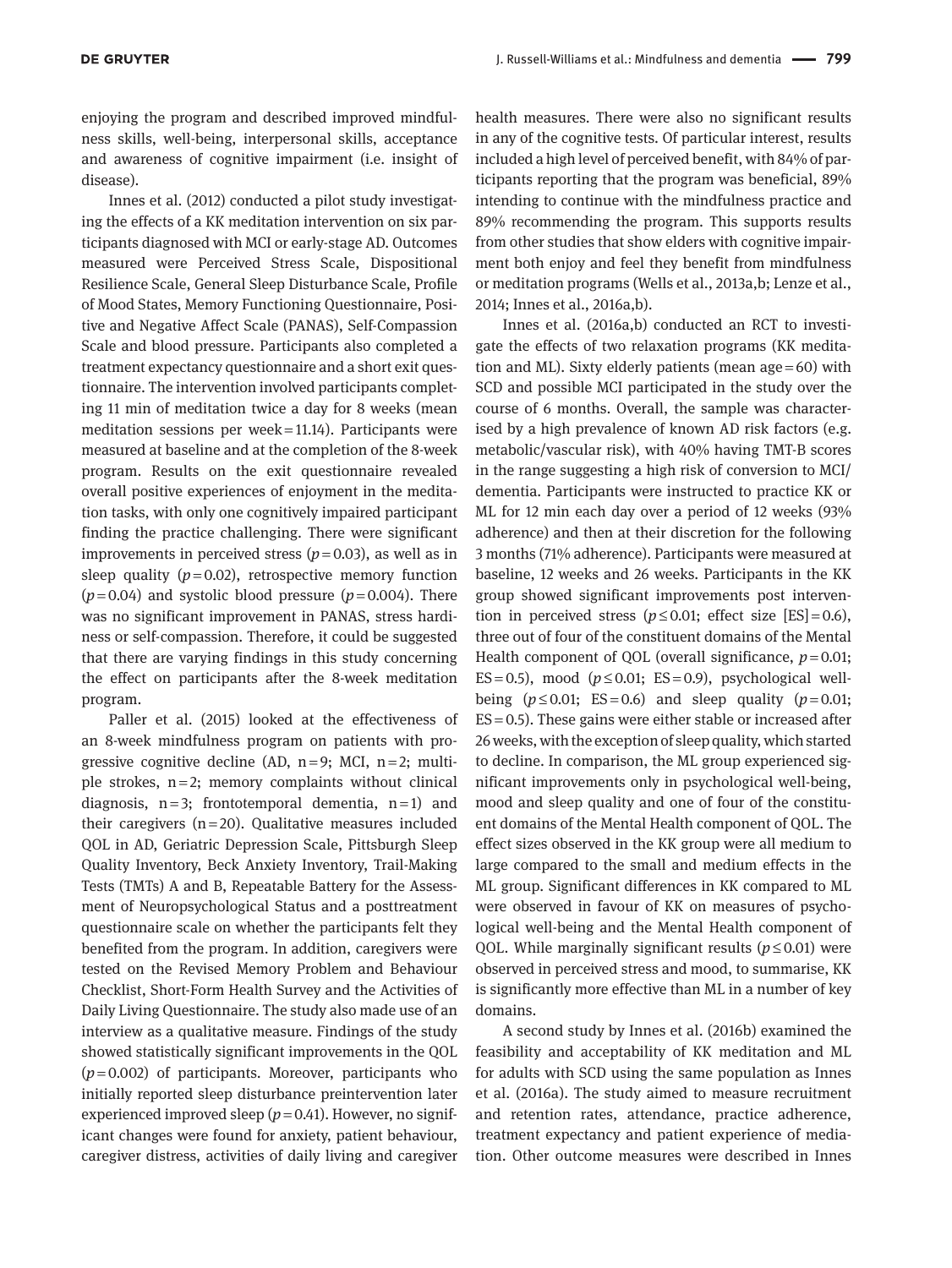enjoying the program and described improved mindfulness skills, well-being, interpersonal skills, acceptance and awareness of cognitive impairment (i.e. insight of disease).

Innes et al. (2012) conducted a pilot study investigating the effects of a KK meditation intervention on six participants diagnosed with MCI or early-stage AD. Outcomes measured were Perceived Stress Scale, Dispositional Resilience Scale, General Sleep Disturbance Scale, Profile of Mood States, Memory Functioning Questionnaire, Positive and Negative Affect Scale (PANAS), Self-Compassion Scale and blood pressure. Participants also completed a treatment expectancy questionnaire and a short exit questionnaire. The intervention involved participants completing 11 min of meditation twice a day for 8 weeks (mean meditation sessions per week = 11.14). Participants were measured at baseline and at the completion of the 8-week program. Results on the exit questionnaire revealed overall positive experiences of enjoyment in the meditation tasks, with only one cognitively impaired participant finding the practice challenging. There were significant improvements in perceived stress ($p = 0.03$), as well as in sleep quality ($p = 0.02$), retrospective memory function ($p = 0.04$) and systolic blood pressure ($p = 0.004$). There was no significant improvement in PANAS, stress hardiness or self-compassion. Therefore, it could be suggested that there are varying findings in this study concerning the effect on participants after the 8-week meditation program.

Paller et al. (2015) looked at the effectiveness of an 8-week mindfulness program on patients with progressive cognitive decline (AD, n = 9; MCI, n = 2; multiple strokes, n = 2; memory complaints without clinical diagnosis, n = 3; frontotemporal dementia, n = 1) and their caregivers (n = 20). Qualitative measures included QOL in AD, Geriatric Depression Scale, Pittsburgh Sleep Quality Inventory, Beck Anxiety Inventory, Trail-Making Tests (TMTs) A and B, Repeatable Battery for the Assessment of Neuropsychological Status and a posttreatment questionnaire scale on whether the participants felt they benefited from the program. In addition, caregivers were tested on the Revised Memory Problem and Behaviour Checklist, Short-Form Health Survey and the Activities of Daily Living Questionnaire. The study also made use of an interview as a qualitative measure. Findings of the study showed statistically significant improvements in the QOL ($p = 0.002$) of participants. Moreover, participants who initially reported sleep disturbance preintervention later experienced improved sleep ($p = 0.41$). However, no significant changes were found for anxiety, patient behaviour, caregiver distress, activities of daily living and caregiver health measures. There were also no significant results in any of the cognitive tests. Of particular interest, results included a high level of perceived benefit, with 84% of participants reporting that the program was beneficial, 89% intending to continue with the mindfulness practice and 89% recommending the program. This supports results from other studies that show elders with cognitive impairment both enjoy and feel they benefit from mindfulness or meditation programs (Wells et al., 2013a,b; Lenze et al., 2014; Innes et al., 2016a,b).

Innes et al. (2016a,b) conducted an RCT to investigate the effects of two relaxation programs (KK meditation and ML). Sixty elderly patients (mean age = 60) with SCD and possible MCI participated in the study over the course of 6 months. Overall, the sample was characterised by a high prevalence of known AD risk factors (e.g. metabolic/vascular risk), with 40% having TMT-B scores in the range suggesting a high risk of conversion to MCI/dementia. Participants were instructed to practice KK or ML for 12 min each day over a period of 12 weeks (93% adherence) and then at their discretion for the following 3 months (71% adherence). Participants were measured at baseline, 12 weeks and 26 weeks. Participants in the KK group showed significant improvements post intervention in perceived stress ($p \leq 0.01$; effect size [ES] = 0.6), three out of four of the constituent domains of the Mental Health component of QOL (overall significance, $p = 0.01$; ES = 0.5), mood ($p \leq 0.01$; ES = 0.9), psychological well-being ($p \leq 0.01$; ES = 0.6) and sleep quality ($p = 0.01$; ES = 0.5). These gains were either stable or increased after 26 weeks, with the exception of sleep quality, which started to decline. In comparison, the ML group experienced significant improvements only in psychological well-being, mood and sleep quality and one of four of the constituent domains of the Mental Health component of QOL. The effect sizes observed in the KK group were all medium to large compared to the small and medium effects in the ML group. Significant differences in KK compared to ML were observed in favour of KK on measures of psychological well-being and the Mental Health component of QOL. While marginally significant results ($p \leq 0.01$) were observed in perceived stress and mood, to summarise, KK is significantly more effective than ML in a number of key domains.

A second study by Innes et al. (2016b) examined the feasibility and acceptability of KK meditation and ML for adults with SCD using the same population as Innes et al. (2016a). The study aimed to measure recruitment and retention rates, attendance, practice adherence, treatment expectancy and patient experience of mediation. Other outcome measures were described in Innes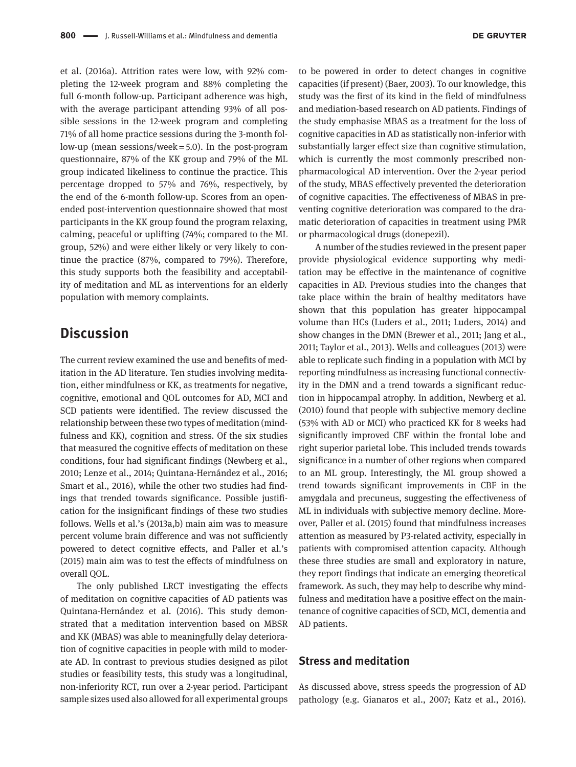et al. (2016a). Attrition rates were low, with 92% completing the 12-week program and 88% completing the full 6-month follow-up. Participant adherence was high, with the average participant attending 93% of all possible sessions in the 12-week program and completing 71% of all home practice sessions during the 3-month follow-up (mean sessions/week = 5.0). In the post-program questionnaire, 87% of the KK group and 79% of the ML group indicated likeliness to continue the practice. This percentage dropped to 57% and 76%, respectively, by the end of the 6-month follow-up. Scores from an open-ended post-intervention questionnaire showed that most participants in the KK group found the program relaxing, calming, peaceful or uplifting (74%; compared to the ML group, 52%) and were either likely or very likely to continue the practice (87%, compared to 79%). Therefore, this study supports both the feasibility and acceptability of meditation and ML as interventions for an elderly population with memory complaints.

## Discussion

The current review examined the use and benefits of meditation in the AD literature. Ten studies involving meditation, either mindfulness or KK, as treatments for negative, cognitive, emotional and QOL outcomes for AD, MCI and SCD patients were identified. The review discussed the relationship between these two types of meditation (mindfulness and KK), cognition and stress. Of the six studies that measured the cognitive effects of meditation on these conditions, four had significant findings (Newberg et al., 2010; Lenze et al., 2014; Quintana-Hernández et al., 2016; Smart et al., 2016), while the other two studies had findings that trended towards significance. Possible justification for the insignificant findings of these two studies follows. Wells et al.'s (2013a,b) main aim was to measure percent volume brain difference and was not sufficiently powered to detect cognitive effects, and Paller et al.'s (2015) main aim was to test the effects of mindfulness on overall QOL.

The only published LRCT investigating the effects of meditation on cognitive capacities of AD patients was Quintana-Hernández et al. (2016). This study demonstrated that a meditation intervention based on MBSR and KK (MBAS) was able to meaningfully delay deterioration of cognitive capacities in people with mild to moderate AD. In contrast to previous studies designed as pilot studies or feasibility tests, this study was a longitudinal, non-inferiority RCT, run over a 2-year period. Participant sample sizes used also allowed for all experimental groups to be powered in order to detect changes in cognitive capacities (if present) (Baer, 2003). To our knowledge, this study was the first of its kind in the field of mindfulness and mediation-based research on AD patients. Findings of the study emphasise MBAS as a treatment for the loss of cognitive capacities in AD as statistically non-inferior with substantially larger effect size than cognitive stimulation, which is currently the most commonly prescribed non-pharmacological AD intervention. Over the 2-year period of the study, MBAS effectively prevented the deterioration of cognitive capacities. The effectiveness of MBAS in preventing cognitive deterioration was compared to the dramatic deterioration of capacities in treatment using PMR or pharmacological drugs (donepezil).

A number of the studies reviewed in the present paper provide physiological evidence supporting why meditation may be effective in the maintenance of cognitive capacities in AD. Previous studies into the changes that take place within the brain of healthy meditators have shown that this population has greater hippocampal volume than HCs (Luders et al., 2011; Luders, 2014) and show changes in the DMN (Brewer et al., 2011; Jang et al., 2011; Taylor et al., 2013). Wells and colleagues (2013) were able to replicate such finding in a population with MCI by reporting mindfulness as increasing functional connectivity in the DMN and a trend towards a significant reduction in hippocampal atrophy. In addition, Newberg et al. (2010) found that people with subjective memory decline (53% with AD or MCI) who practiced KK for 8 weeks had significantly improved CBF within the frontal lobe and right superior parietal lobe. This included trends towards significance in a number of other regions when compared to an ML group. Interestingly, the ML group showed a trend towards significant improvements in CBF in the amygdala and precuneus, suggesting the effectiveness of ML in individuals with subjective memory decline. Moreover, Paller et al. (2015) found that mindfulness increases attention as measured by P3-related activity, especially in patients with compromised attention capacity. Although these three studies are small and exploratory in nature, they report findings that indicate an emerging theoretical framework. As such, they may help to describe why mindfulness and meditation have a positive effect on the maintenance of cognitive capacities of SCD, MCI, dementia and AD patients.

### Stress and meditation

As discussed above, stress speeds the progression of AD pathology (e.g. Gianaros et al., 2007; Katz et al., 2016).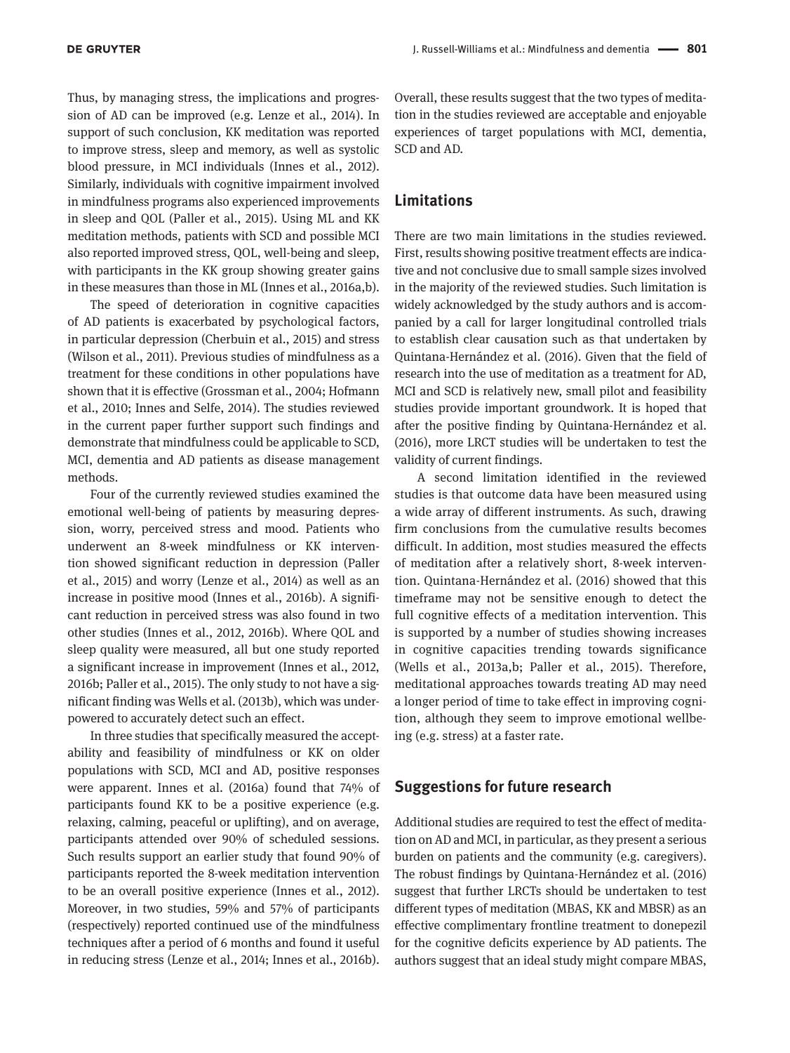Thus, by managing stress, the implications and progression of AD can be improved (e.g. Lenze et al., 2014). In support of such conclusion, KK meditation was reported to improve stress, sleep and memory, as well as systolic blood pressure, in MCI individuals (Innes et al., 2012). Similarly, individuals with cognitive impairment involved in mindfulness programs also experienced improvements in sleep and QOL (Paller et al., 2015). Using ML and KK meditation methods, patients with SCD and possible MCI also reported improved stress, QOL, well-being and sleep, with participants in the KK group showing greater gains in these measures than those in ML (Innes et al., 2016a,b).

The speed of deterioration in cognitive capacities of AD patients is exacerbated by psychological factors, in particular depression (Cherbuin et al., 2015) and stress (Wilson et al., 2011). Previous studies of mindfulness as a treatment for these conditions in other populations have shown that it is effective (Grossman et al., 2004; Hofmann et al., 2010; Innes and Selfe, 2014). The studies reviewed in the current paper further support such findings and demonstrate that mindfulness could be applicable to SCD, MCI, dementia and AD patients as disease management methods.

Four of the currently reviewed studies examined the emotional well-being of patients by measuring depression, worry, perceived stress and mood. Patients who underwent an 8-week mindfulness or KK intervention showed significant reduction in depression (Paller et al., 2015) and worry (Lenze et al., 2014) as well as an increase in positive mood (Innes et al., 2016b). A significant reduction in perceived stress was also found in two other studies (Innes et al., 2012, 2016b). Where QOL and sleep quality were measured, all but one study reported a significant increase in improvement (Innes et al., 2012, 2016b; Paller et al., 2015). The only study to not have a significant finding was Wells et al. (2013b), which was underpowered to accurately detect such an effect.

In three studies that specifically measured the acceptability and feasibility of mindfulness or KK on older populations with SCD, MCI and AD, positive responses were apparent. Innes et al. (2016a) found that 74% of participants found KK to be a positive experience (e.g. relaxing, calming, peaceful or uplifting), and on average, participants attended over 90% of scheduled sessions. Such results support an earlier study that found 90% of participants reported the 8-week meditation intervention to be an overall positive experience (Innes et al., 2012). Moreover, in two studies, 59% and 57% of participants (respectively) reported continued use of the mindfulness techniques after a period of 6 months and found it useful in reducing stress (Lenze et al., 2014; Innes et al., 2016b). Overall, these results suggest that the two types of meditation in the studies reviewed are acceptable and enjoyable experiences of target populations with MCI, dementia, SCD and AD.

## Limitations

There are two main limitations in the studies reviewed. First, results showing positive treatment effects are indicative and not conclusive due to small sample sizes involved in the majority of the reviewed studies. Such limitation is widely acknowledged by the study authors and is accompanied by a call for larger longitudinal controlled trials to establish clear causation such as that undertaken by Quintana-Hernández et al. (2016). Given that the field of research into the use of meditation as a treatment for AD, MCI and SCD is relatively new, small pilot and feasibility studies provide important groundwork. It is hoped that after the positive finding by Quintana-Hernández et al. (2016), more LRCT studies will be undertaken to test the validity of current findings.

A second limitation identified in the reviewed studies is that outcome data have been measured using a wide array of different instruments. As such, drawing firm conclusions from the cumulative results becomes difficult. In addition, most studies measured the effects of meditation after a relatively short, 8-week intervention. Quintana-Hernández et al. (2016) showed that this timeframe may not be sensitive enough to detect the full cognitive effects of a meditation intervention. This is supported by a number of studies showing increases in cognitive capacities trending towards significance (Wells et al., 2013a,b; Paller et al., 2015). Therefore, meditational approaches towards treating AD may need a longer period of time to take effect in improving cognition, although they seem to improve emotional wellbeing (e.g. stress) at a faster rate.

## Suggestions for future research

Additional studies are required to test the effect of meditation on AD and MCI, in particular, as they present a serious burden on patients and the community (e.g. caregivers). The robust findings by Quintana-Hernández et al. (2016) suggest that further LRCTs should be undertaken to test different types of meditation (MBAS, KK and MBSR) as an effective complimentary frontline treatment to donepezil for the cognitive deficits experience by AD patients. The authors suggest that an ideal study might compare MBAS,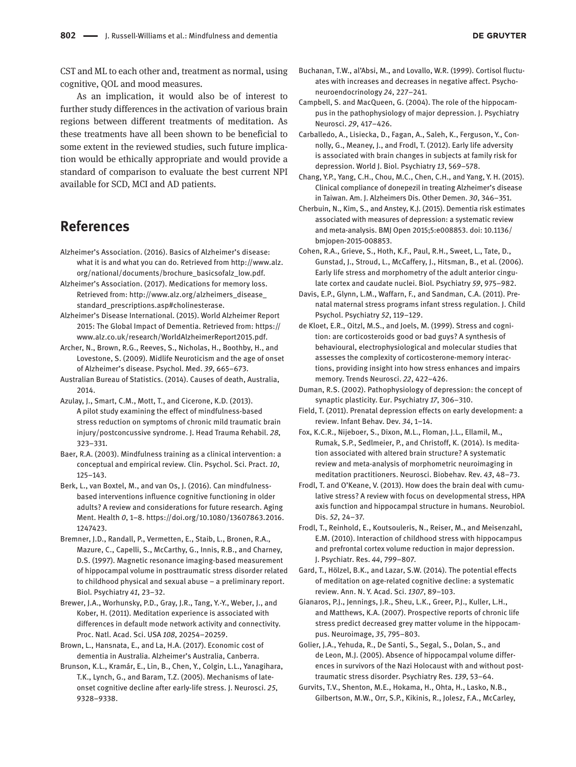CST and ML to each other and, treatment as normal, using cognitive, QOL and mood measures.

As an implication, it would also be of interest to further study differences in the activation of various brain regions between different treatments of meditation. As these treatments have all been shown to be beneficial to some extent in the reviewed studies, such future implication would be ethically appropriate and would provide a standard of comparison to evaluate the best current NPI available for SCD, MCI and AD patients.

## References

Alzheimer's Association. (2016). Basics of Alzheimer's disease: what it is and what you can do. Retrieved from http://www.alz.org/national/documents/brochure_basicsofalz_low.pdf.

Alzheimer's Association. (2017). Medications for memory loss. Retrieved from: http://www.alz.org/alzheimers_disease_standard_prescriptions.asp#cholinesterase.

Alzheimer's Disease International. (2015). World Alzheimer Report 2015: The Global Impact of Dementia. Retrieved from: https://www.alz.co.uk/research/WorldAlzheimerReport2015.pdf.

Archer, N., Brown, R.G., Reeves, S., Nicholas, H., Boothby, H., and Lovestone, S. (2009). Midlife Neuroticism and the age of onset of Alzheimer's disease. Psychol. Med. *39*, 665–673.

Australian Bureau of Statistics. (2014). Causes of death, Australia, 2014.

Azulay, J., Smart, C.M., Mott, T., and Cicerone, K.D. (2013). A pilot study examining the effect of mindfulness-based stress reduction on symptoms of chronic mild traumatic brain injury/postconcussive syndrome. J. Head Trauma Rehabil. *28*, 323–331.

Baer, R.A. (2003). Mindfulness training as a clinical intervention: a conceptual and empirical review. Clin. Psychol. Sci. Pract. *10*, 125–143.

Berk, L., van Boxtel, M., and van Os, J. (2016). Can mindfulness-based interventions influence cognitive functioning in older adults? A review and considerations for future research. Aging Ment. Health *0*, 1–8. https://doi.org/10.1080/13607863.2016.1247423.

Bremner, J.D., Randall, P., Vermetten, E., Staib, L., Bronen, R.A., Mazure, C., Capelli, S., McCarthy, G., Innis, R.B., and Charney, D.S. (1997). Magnetic resonance imaging-based measurement of hippocampal volume in posttraumatic stress disorder related to childhood physical and sexual abuse – a preliminary report. Biol. Psychiatry *41*, 23–32.

Brewer, J.A., Worhunsky, P.D., Gray, J.R., Tang, Y.-Y., Weber, J., and Kober, H. (2011). Meditation experience is associated with differences in default mode network activity and connectivity. Proc. Natl. Acad. Sci. USA *108*, 20254–20259.

Brown, L., Hansnata, E., and La, H.A. (2017). Economic cost of dementia in Australia. Alzheimer's Australia, Canberra.

Brunson, K.L., Kramár, E., Lin, B., Chen, Y., Colgin, L.L., Yanagihara, T.K., Lynch, G., and Baram, T.Z. (2005). Mechanisms of late-onset cognitive decline after early-life stress. J. Neurosci. *25*, 9328–9338.

Buchanan, T.W., al'Absi, M., and Lovallo, W.R. (1999). Cortisol fluctuates with increases and decreases in negative affect. Psychoneuroendocrinology *24*, 227–241.

Campbell, S. and MacQueen, G. (2004). The role of the hippocampus in the pathophysiology of major depression. J. Psychiatry Neurosci. *29*, 417–426.

Carballedo, A., Lisiecka, D., Fagan, A., Saleh, K., Ferguson, Y., Connolly, G., Meaney, J., and Frodl, T. (2012). Early life adversity is associated with brain changes in subjects at family risk for depression. World J. Biol. Psychiatry *13*, 569–578.

Chang, Y.P., Yang, C.H., Chou, M.C., Chen, C.H., and Yang, Y. H. (2015). Clinical compliance of donepezil in treating Alzheimer's disease in Taiwan. Am. J. Alzheimers Dis. Other Demen. *30*, 346–351.

Cherbuin, N., Kim, S., and Anstey, K.J. (2015). Dementia risk estimates associated with measures of depression: a systematic review and meta-analysis. BMJ Open 2015;5:e008853. doi: 10.1136/bmjopen-2015-008853.

Cohen, R.A., Grieve, S., Hoth, K.F., Paul, R.H., Sweet, L., Tate, D., Gunstad, J., Stroud, L., McCaffery, J., Hitsman, B., et al. (2006). Early life stress and morphometry of the adult anterior cingulate cortex and caudate nuclei. Biol. Psychiatry *59*, 975–982.

Davis, E.P., Glynn, L.M., Waffarn, F., and Sandman, C.A. (2011). Prenatal maternal stress programs infant stress regulation. J. Child Psychol. Psychiatry *52*, 119–129.

de Kloet, E.R., Oitzl, M.S., and Joels, M. (1999). Stress and cognition: are corticosteroids good or bad guys? A synthesis of behavioural, electrophysiological and molecular studies that assesses the complexity of corticosterone-memory interactions, providing insight into how stress enhances and impairs memory. Trends Neurosci. *22*, 422–426.

Duman, R.S. (2002). Pathophysiology of depression: the concept of synaptic plasticity. Eur. Psychiatry *17*, 306–310.

Field, T. (2011). Prenatal depression effects on early development: a review. Infant Behav. Dev. *34*, 1–14.

Fox, K.C.R., Nijeboer, S., Dixon, M.L., Floman, J.L., Ellamil, M., Rumak, S.P., Sedlmeier, P., and Christoff, K. (2014). Is meditation associated with altered brain structure? A systematic review and meta-analysis of morphometric neuroimaging in meditation practitioners. Neurosci. Biobehav. Rev. *43*, 48–73.

Frodl, T. and O'Keane, V. (2013). How does the brain deal with cumulative stress? A review with focus on developmental stress, HPA axis function and hippocampal structure in humans. Neurobiol. Dis. *52*, 24–37.

Frodl, T., Reinhold, E., Koutsouleris, N., Reiser, M., and Meisenzahl, E.M. (2010). Interaction of childhood stress with hippocampus and prefrontal cortex volume reduction in major depression. J. Psychiatr. Res. *44*, 799–807.

Gard, T., Hölzel, B.K., and Lazar, S.W. (2014). The potential effects of meditation on age-related cognitive decline: a systematic review. Ann. N. Y. Acad. Sci. *1307*, 89–103.

Gianaros, P.J., Jennings, J.R., Sheu, L.K., Greer, P.J., Kuller, L.H., and Matthews, K.A. (2007). Prospective reports of chronic life stress predict decreased grey matter volume in the hippocampus. Neuroimage, *35*, 795–803.

Golier, J.A., Yehuda, R., De Santi, S., Segal, S., Dolan, S., and de Leon, M.J. (2005). Absence of hippocampal volume differences in survivors of the Nazi Holocaust with and without posttraumatic stress disorder. Psychiatry Res. *139*, 53–64.

Gurvits, T.V., Shenton, M.E., Hokama, H., Ohta, H., Lasko, N.B., Gilbertson, M.W., Orr, S.P., Kikinis, R., Jolesz, F.A., McCarley,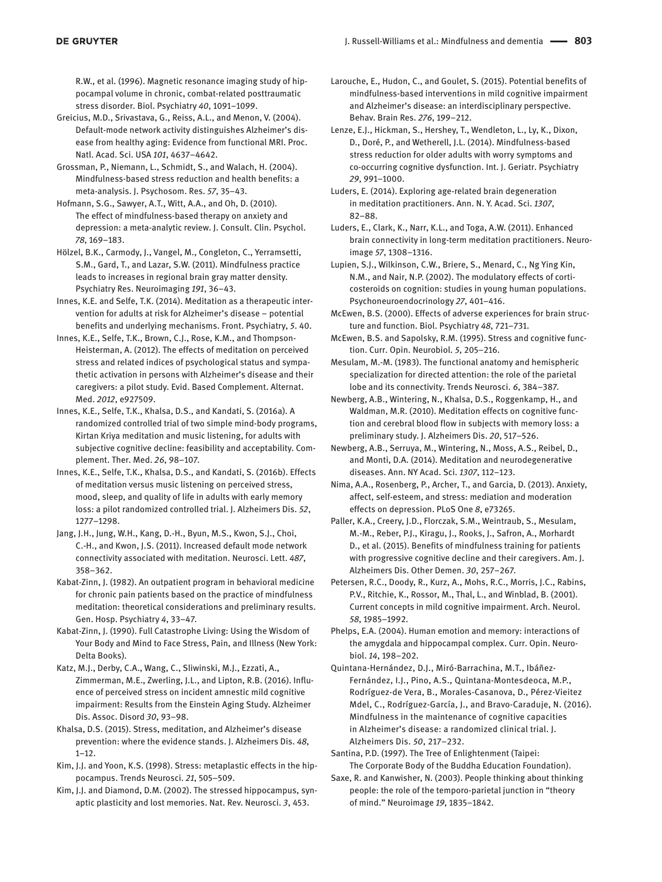R.W., et al. (1996). Magnetic resonance imaging study of hippocampal volume in chronic, combat-related posttraumatic stress disorder. Biol. Psychiatry *40*, 1091–1099.

Greicius, M.D., Srivastava, G., Reiss, A.L., and Menon, V. (2004). Default-mode network activity distinguishes Alzheimer's disease from healthy aging: Evidence from functional MRI. Proc. Natl. Acad. Sci. USA *101*, 4637–4642.

Grossman, P., Niemann, L., Schmidt, S., and Walach, H. (2004). Mindfulness-based stress reduction and health benefits: a meta-analysis. J. Psychosom. Res. *57*, 35–43.

Hofmann, S.G., Sawyer, A.T., Witt, A.A., and Oh, D. (2010). The effect of mindfulness-based therapy on anxiety and depression: a meta-analytic review. J. Consult. Clin. Psychol. *78*, 169–183.

Hölzel, B.K., Carmody, J., Vangel, M., Congleton, C., Yerramsetti, S.M., Gard, T., and Lazar, S.W. (2011). Mindfulness practice leads to increases in regional brain gray matter density. Psychiatry Res. Neuroimaging *191*, 36–43.

Innes, K.E. and Selfe, T.K. (2014). Meditation as a therapeutic intervention for adults at risk for Alzheimer's disease – potential benefits and underlying mechanisms. Front. Psychiatry, *5*. 40.

Innes, K.E., Selfe, T.K., Brown, C.J., Rose, K.M., and Thompson-Heisterman, A. (2012). The effects of meditation on perceived stress and related indices of psychological status and sympathetic activation in persons with Alzheimer's disease and their caregivers: a pilot study. Evid. Based Complement. Alternat. Med. *2012*, e927509.

Innes, K.E., Selfe, T.K., Khalsa, D.S., and Kandati, S. (2016a). A randomized controlled trial of two simple mind-body programs, Kirtan Kriya meditation and music listening, for adults with subjective cognitive decline: feasibility and acceptability. Complement. Ther. Med. *26*, 98–107.

Innes, K.E., Selfe, T.K., Khalsa, D.S., and Kandati, S. (2016b). Effects of meditation versus music listening on perceived stress, mood, sleep, and quality of life in adults with early memory loss: a pilot randomized controlled trial. J. Alzheimers Dis. *52*, 1277–1298.

Jang, J.H., Jung, W.H., Kang, D.-H., Byun, M.S., Kwon, S.J., Choi, C.-H., and Kwon, J.S. (2011). Increased default mode network connectivity associated with meditation. Neurosci. Lett. *487*, 358–362.

Kabat-Zinn, J. (1982). An outpatient program in behavioral medicine for chronic pain patients based on the practice of mindfulness meditation: theoretical considerations and preliminary results. Gen. Hosp. Psychiatry *4*, 33–47.

Kabat-Zinn, J. (1990). Full Catastrophe Living: Using the Wisdom of Your Body and Mind to Face Stress, Pain, and Illness (New York: Delta Books).

Katz, M.J., Derby, C.A., Wang, C., Sliwinski, M.J., Ezzati, A., Zimmerman, M.E., Zwerling, J.L., and Lipton, R.B. (2016). Influence of perceived stress on incident amnestic mild cognitive impairment: Results from the Einstein Aging Study. Alzheimer Dis. Assoc. Disord *30*, 93–98.

Khalsa, D.S. (2015). Stress, meditation, and Alzheimer's disease prevention: where the evidence stands. J. Alzheimers Dis. *48*, 1–12.

Kim, J.J. and Yoon, K.S. (1998). Stress: metaplastic effects in the hippocampus. Trends Neurosci. *21*, 505–509.

Kim, J.J. and Diamond, D.M. (2002). The stressed hippocampus, synaptic plasticity and lost memories. Nat. Rev. Neurosci. *3*, 453.

Larouche, E., Hudon, C., and Goulet, S. (2015). Potential benefits of mindfulness-based interventions in mild cognitive impairment and Alzheimer's disease: an interdisciplinary perspective. Behav. Brain Res. *276*, 199–212.

Lenze, E.J., Hickman, S., Hershey, T., Wendleton, L., Ly, K., Dixon, D., Doré, P., and Wetherell, J.L. (2014). Mindfulness-based stress reduction for older adults with worry symptoms and co-occurring cognitive dysfunction. Int. J. Geriatr. Psychiatry *29*, 991–1000.

Luders, E. (2014). Exploring age-related brain degeneration in meditation practitioners. Ann. N. Y. Acad. Sci. *1307*, 82–88.

Luders, E., Clark, K., Narr, K.L., and Toga, A.W. (2011). Enhanced brain connectivity in long-term meditation practitioners. Neuroimage *57*, 1308–1316.

Lupien, S.J., Wilkinson, C.W., Briere, S., Menard, C., Ng Ying Kin, N.M., and Nair, N.P. (2002). The modulatory effects of corticosteroids on cognition: studies in young human populations. Psychoneuroendocrinology *27*, 401–416.

McEwen, B.S. (2000). Effects of adverse experiences for brain structure and function. Biol. Psychiatry *48*, 721–731.

McEwen, B.S. and Sapolsky, R.M. (1995). Stress and cognitive function. Curr. Opin. Neurobiol. *5*, 205–216.

Mesulam, M.-M. (1983). The functional anatomy and hemispheric specialization for directed attention: the role of the parietal lobe and its connectivity. Trends Neurosci. *6*, 384–387.

Newberg, A.B., Wintering, N., Khalsa, D.S., Roggenkamp, H., and Waldman, M.R. (2010). Meditation effects on cognitive function and cerebral blood flow in subjects with memory loss: a preliminary study. J. Alzheimers Dis. *20*, 517–526.

Newberg, A.B., Serruya, M., Wintering, N., Moss, A.S., Reibel, D., and Monti, D.A. (2014). Meditation and neurodegenerative diseases. Ann. NY Acad. Sci. *1307*, 112–123.

Nima, A.A., Rosenberg, P., Archer, T., and Garcia, D. (2013). Anxiety, affect, self-esteem, and stress: mediation and moderation effects on depression. PLoS One *8*, e73265.

Paller, K.A., Creery, J.D., Florczak, S.M., Weintraub, S., Mesulam, M.-M., Reber, P.J., Kiragu, J., Rooks, J., Safron, A., Morhardt D., et al. (2015). Benefits of mindfulness training for patients with progressive cognitive decline and their caregivers. Am. J. Alzheimers Dis. Other Demen. *30*, 257–267.

Petersen, R.C., Doody, R., Kurz, A., Mohs, R.C., Morris, J.C., Rabins, P.V., Ritchie, K., Rossor, M., Thal, L., and Winblad, B. (2001). Current concepts in mild cognitive impairment. Arch. Neurol. *58*, 1985–1992.

Phelps, E.A. (2004). Human emotion and memory: interactions of the amygdala and hippocampal complex. Curr. Opin. Neurobiol. *14*, 198–202.

Quintana-Hernández, D.J., Miró-Barrachina, M.T., Ibáñez-Fernández, I.J., Pino, A.S., Quintana-Montesdeoca, M.P., Rodríguez-de Vera, B., Morales-Casanova, D., Pérez-Vieitez Mdel, C., Rodríguez-García, J., and Bravo-Caraduje, N. (2016). Mindfulness in the maintenance of cognitive capacities in Alzheimer's disease: a randomized clinical trial. J. Alzheimers Dis. *50*, 217–232.

Santina, P.D. (1997). The Tree of Enlightenment (Taipei: The Corporate Body of the Buddha Education Foundation).

Saxe, R. and Kanwisher, N. (2003). People thinking about thinking people: the role of the temporo-parietal junction in "theory of mind." Neuroimage *19*, 1835–1842.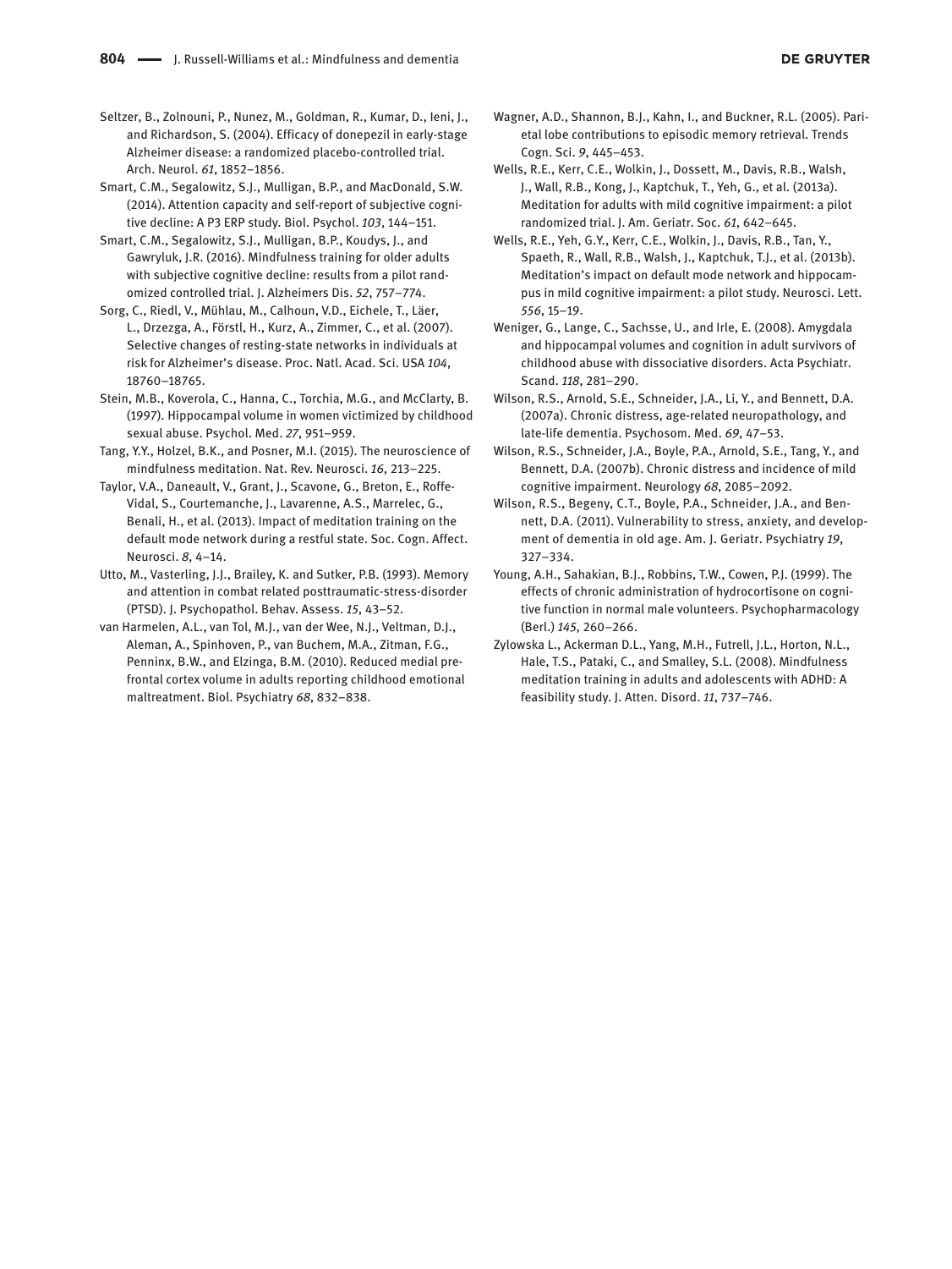Seltzer, B., Zolnouni, P., Nunez, M., Goldman, R., Kumar, D., Ieni, J., and Richardson, S. (2004). Efficacy of donepezil in early-stage Alzheimer disease: a randomized placebo-controlled trial. Arch. Neurol. *61*, 1852–1856.

Smart, C.M., Segalowitz, S.J., Mulligan, B.P., and MacDonald, S.W. (2014). Attention capacity and self-report of subjective cognitive decline: A P3 ERP study. Biol. Psychol. *103*, 144–151.

Smart, C.M., Segalowitz, S.J., Mulligan, B.P., Koudys, J., and Gawryluk, J.R. (2016). Mindfulness training for older adults with subjective cognitive decline: results from a pilot randomized controlled trial. J. Alzheimers Dis. *52*, 757–774.

Sorg, C., Riedl, V., Mühlau, M., Calhoun, V.D., Eichele, T., Läer, L., Drzezga, A., Förstl, H., Kurz, A., Zimmer, C., et al. (2007). Selective changes of resting-state networks in individuals at risk for Alzheimer's disease. Proc. Natl. Acad. Sci. USA *104*, 18760–18765.

Stein, M.B., Koverola, C., Hanna, C., Torchia, M.G., and McClarty, B. (1997). Hippocampal volume in women victimized by childhood sexual abuse. Psychol. Med. *27*, 951–959.

Tang, Y.Y., Holzel, B.K., and Posner, M.I. (2015). The neuroscience of mindfulness meditation. Nat. Rev. Neurosci. *16*, 213–225.

Taylor, V.A., Daneault, V., Grant, J., Scavone, G., Breton, E., Roffe-Vidal, S., Courtemanche, J., Lavarenne, A.S., Marrelec, G., Benali, H., et al. (2013). Impact of meditation training on the default mode network during a restful state. Soc. Cogn. Affect. Neurosci. *8*, 4–14.

Utto, M., Vasterling, J.J., Brailey, K. and Sutker, P.B. (1993). Memory and attention in combat related posttraumatic-stress-disorder (PTSD). J. Psychopathol. Behav. Assess. *15*, 43–52.

van Harmelen, A.L., van Tol, M.J., van der Wee, N.J., Veltman, D.J., Aleman, A., Spinhoven, P., van Buchem, M.A., Zitman, F.G., Penninx, B.W., and Elzinga, B.M. (2010). Reduced medial prefrontal cortex volume in adults reporting childhood emotional maltreatment. Biol. Psychiatry *68*, 832–838.

Wagner, A.D., Shannon, B.J., Kahn, I., and Buckner, R.L. (2005). Parietal lobe contributions to episodic memory retrieval. Trends Cogn. Sci. *9*, 445–453.

Wells, R.E., Kerr, C.E., Wolkin, J., Dossett, M., Davis, R.B., Walsh, J., Wall, R.B., Kong, J., Kaptchuk, T., Yeh, G., et al. (2013a). Meditation for adults with mild cognitive impairment: a pilot randomized trial. J. Am. Geriatr. Soc. *61*, 642–645.

Wells, R.E., Yeh, G.Y., Kerr, C.E., Wolkin, J., Davis, R.B., Tan, Y., Spaeth, R., Wall, R.B., Walsh, J., Kaptchuk, T.J., et al. (2013b). Meditation's impact on default mode network and hippocampus in mild cognitive impairment: a pilot study. Neurosci. Lett. *556*, 15–19.

Weniger, G., Lange, C., Sachsse, U., and Irle, E. (2008). Amygdala and hippocampal volumes and cognition in adult survivors of childhood abuse with dissociative disorders. Acta Psychiatr. Scand. *118*, 281–290.

Wilson, R.S., Arnold, S.E., Schneider, J.A., Li, Y., and Bennett, D.A. (2007a). Chronic distress, age-related neuropathology, and late-life dementia. Psychosom. Med. *69*, 47–53.

Wilson, R.S., Schneider, J.A., Boyle, P.A., Arnold, S.E., Tang, Y., and Bennett, D.A. (2007b). Chronic distress and incidence of mild cognitive impairment. Neurology *68*, 2085–2092.

Wilson, R.S., Begeny, C.T., Boyle, P.A., Schneider, J.A., and Bennett, D.A. (2011). Vulnerability to stress, anxiety, and development of dementia in old age. Am. J. Geriatr. Psychiatry *19*, 327–334.

Young, A.H., Sahakian, B.J., Robbins, T.W., Cowen, P.J. (1999). The effects of chronic administration of hydrocortisone on cognitive function in normal male volunteers. Psychopharmacology (Berl.) *145*, 260–266.

Zylowska L., Ackerman D.L., Yang, M.H., Futrell, J.L., Horton, N.L., Hale, T.S., Pataki, C., and Smalley, S.L. (2008). Mindfulness meditation training in adults and adolescents with ADHD: A feasibility study. J. Atten. Disord. *11*, 737–746.